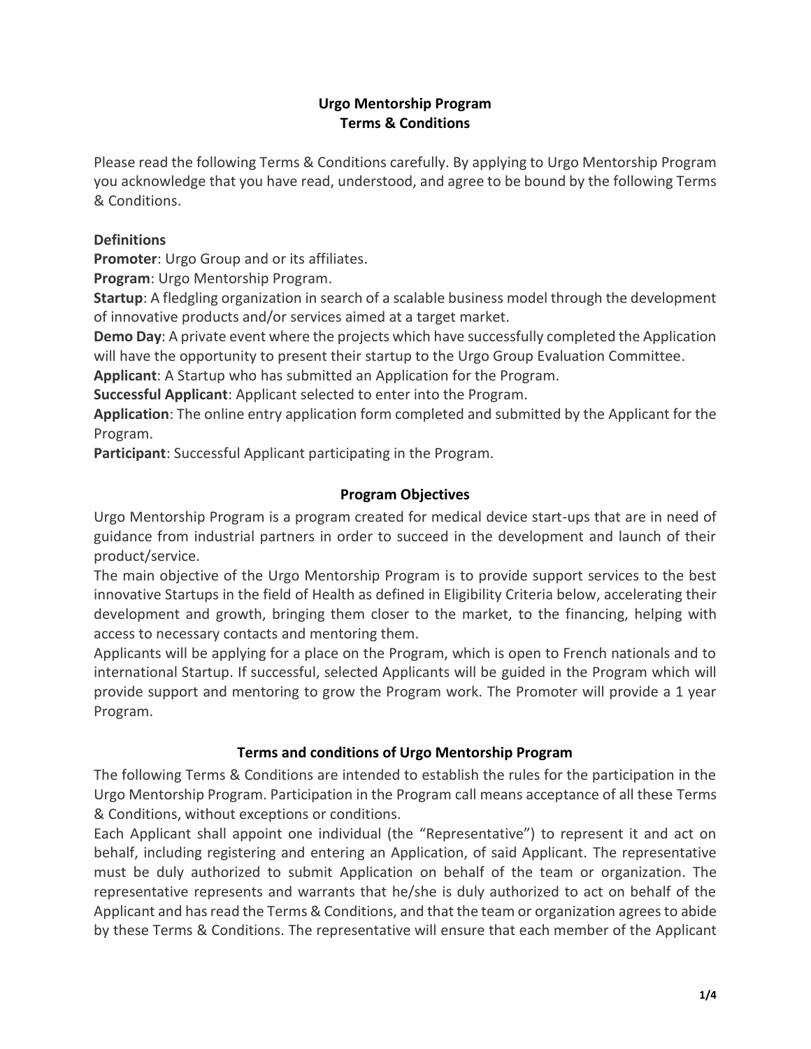# Urgo Mentorship Program
# Terms & Conditions

Please read the following Terms & Conditions carefully. By applying to Urgo Mentorship Program you acknowledge that you have read, understood, and agree to be bound by the following Terms & Conditions.

## Definitions

**Promoter**: Urgo Group and or its affiliates.
**Program**: Urgo Mentorship Program.
**Startup**: A fledgling organization in search of a scalable business model through the development of innovative products and/or services aimed at a target market.
**Demo Day**: A private event where the projects which have successfully completed the Application will have the opportunity to present their startup to the Urgo Group Evaluation Committee.
**Applicant**: A Startup who has submitted an Application for the Program.
**Successful Applicant**: Applicant selected to enter into the Program.
**Application**: The online entry application form completed and submitted by the Applicant for the Program.
**Participant**: Successful Applicant participating in the Program.

## Program Objectives

Urgo Mentorship Program is a program created for medical device start-ups that are in need of guidance from industrial partners in order to succeed in the development and launch of their product/service.
The main objective of the Urgo Mentorship Program is to provide support services to the best innovative Startups in the field of Health as defined in Eligibility Criteria below, accelerating their development and growth, bringing them closer to the market, to the financing, helping with access to necessary contacts and mentoring them.
Applicants will be applying for a place on the Program, which is open to French nationals and to international Startup. If successful, selected Applicants will be guided in the Program which will provide support and mentoring to grow the Program work. The Promoter will provide a 1 year Program.

## Terms and conditions of Urgo Mentorship Program

The following Terms & Conditions are intended to establish the rules for the participation in the Urgo Mentorship Program. Participation in the Program call means acceptance of all these Terms & Conditions, without exceptions or conditions.
Each Applicant shall appoint one individual (the "Representative") to represent it and act on behalf, including registering and entering an Application, of said Applicant. The representative must be duly authorized to submit Application on behalf of the team or organization. The representative represents and warrants that he/she is duly authorized to act on behalf of the Applicant and has read the Terms & Conditions, and that the team or organization agrees to abide by these Terms & Conditions. The representative will ensure that each member of the Applicant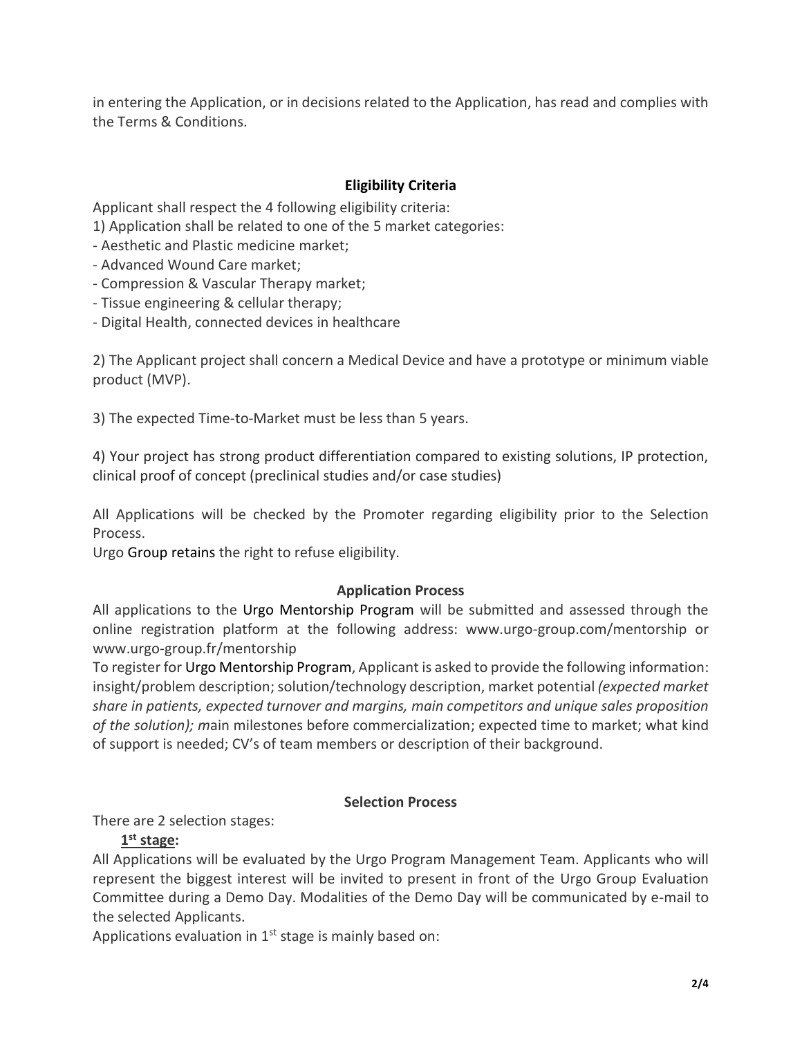in entering the Application, or in decisions related to the Application, has read and complies with the Terms & Conditions.

## Eligibility Criteria

Applicant shall respect the 4 following eligibility criteria:

1) Application shall be related to one of the 5 market categories:

- Aesthetic and Plastic medicine market;
- Advanced Wound Care market;
- Compression & Vascular Therapy market;
- Tissue engineering & cellular therapy;
- Digital Health, connected devices in healthcare

2) The Applicant project shall concern a Medical Device and have a prototype or minimum viable product (MVP).

3) The expected Time-to-Market must be less than 5 years.

4) Your project has strong product differentiation compared to existing solutions, IP protection, clinical proof of concept (preclinical studies and/or case studies)

All Applications will be checked by the Promoter regarding eligibility prior to the Selection Process.

Urgo Group retains the right to refuse eligibility.

## Application Process

All applications to the Urgo Mentorship Program will be submitted and assessed through the online registration platform at the following address: www.urgo-group.com/mentorship or www.urgo-group.fr/mentorship

To register for Urgo Mentorship Program, Applicant is asked to provide the following information: insight/problem description; solution/technology description, market potential *(expected market share in patients, expected turnover and margins, main competitors and unique sales proposition of the solution); m*ain milestones before commercialization; expected time to market; what kind of support is needed; CV's of team members or description of their background.

## Selection Process

There are 2 selection stages:

**1st stage:**

All Applications will be evaluated by the Urgo Program Management Team. Applicants who will represent the biggest interest will be invited to present in front of the Urgo Group Evaluation Committee during a Demo Day. Modalities of the Demo Day will be communicated by e-mail to the selected Applicants.

Applications evaluation in 1st stage is mainly based on: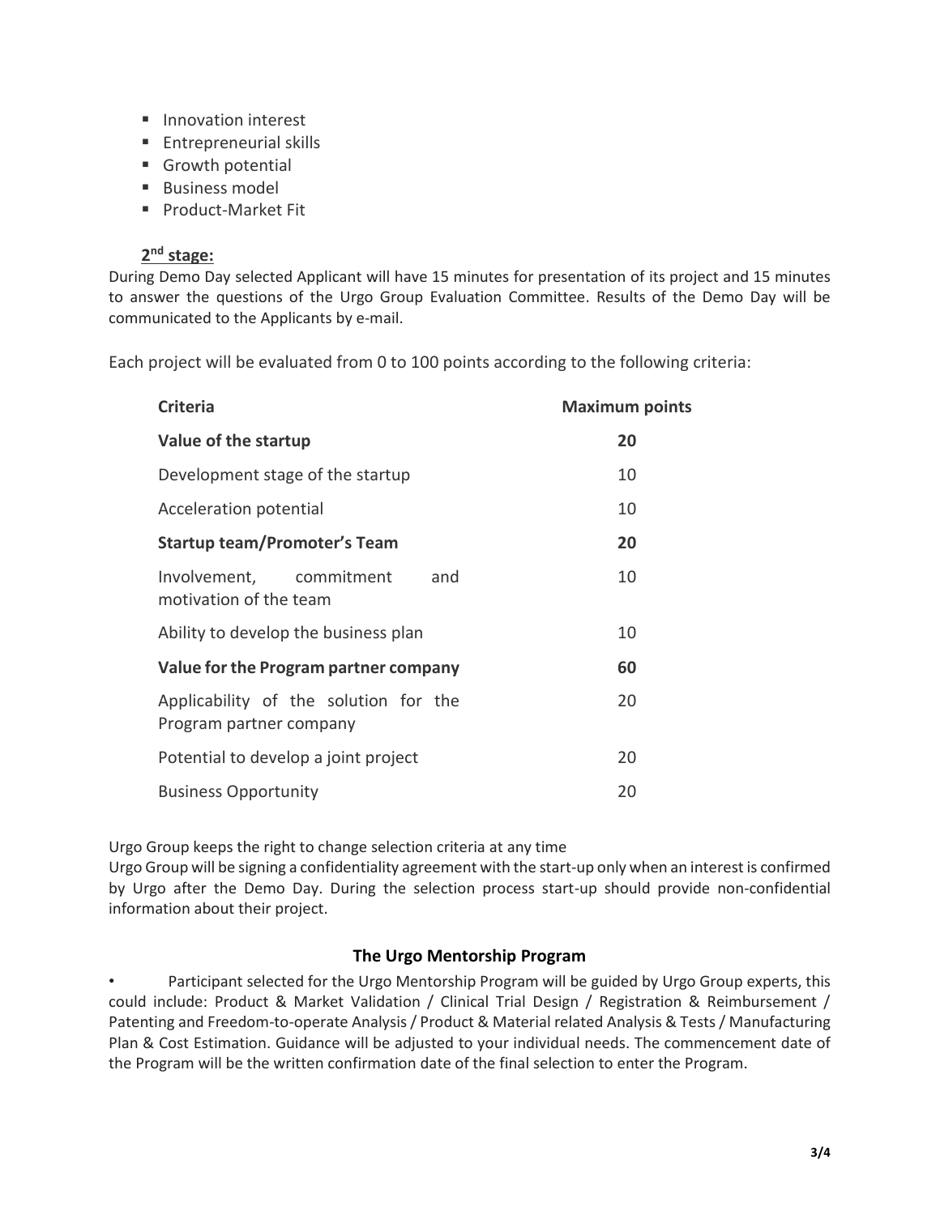- Innovation interest
- Entrepreneurial skills
- Growth potential
- Business model
- Product-Market Fit

### 2nd stage:

During Demo Day selected Applicant will have 15 minutes for presentation of its project and 15 minutes to answer the questions of the Urgo Group Evaluation Committee. Results of the Demo Day will be communicated to the Applicants by e-mail.

Each project will be evaluated from 0 to 100 points according to the following criteria:

| Criteria | Maximum points |
| --- | --- |
| **Value of the startup** | **20** |
| Development stage of the startup | 10 |
| Acceleration potential | 10 |
| **Startup team/Promoter's Team** | **20** |
| Involvement, commitment and motivation of the team | 10 |
| Ability to develop the business plan | 10 |
| **Value for the Program partner company** | **60** |
| Applicability of the solution for the Program partner company | 20 |
| Potential to develop a joint project | 20 |
| Business Opportunity | 20 |

Urgo Group keeps the right to change selection criteria at any time

Urgo Group will be signing a confidentiality agreement with the start-up only when an interest is confirmed by Urgo after the Demo Day. During the selection process start-up should provide non-confidential information about their project.

## The Urgo Mentorship Program

- Participant selected for the Urgo Mentorship Program will be guided by Urgo Group experts, this could include: Product & Market Validation / Clinical Trial Design / Registration & Reimbursement / Patenting and Freedom-to-operate Analysis / Product & Material related Analysis & Tests / Manufacturing Plan & Cost Estimation. Guidance will be adjusted to your individual needs. The commencement date of the Program will be the written confirmation date of the final selection to enter the Program.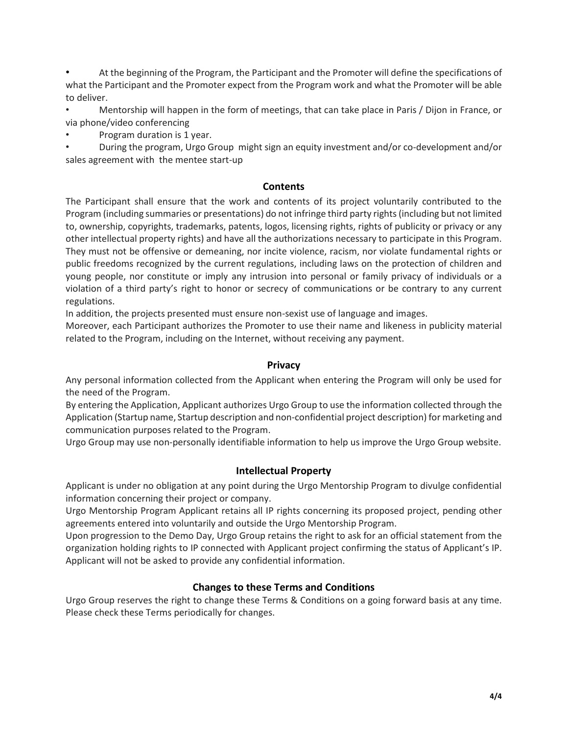- At the beginning of the Program, the Participant and the Promoter will define the specifications of what the Participant and the Promoter expect from the Program work and what the Promoter will be able to deliver.
- Mentorship will happen in the form of meetings, that can take place in Paris / Dijon in France, or via phone/video conferencing
- Program duration is 1 year.
- During the program, Urgo Group might sign an equity investment and/or co-development and/or sales agreement with the mentee start-up

## Contents

The Participant shall ensure that the work and contents of its project voluntarily contributed to the Program (including summaries or presentations) do not infringe third party rights (including but not limited to, ownership, copyrights, trademarks, patents, logos, licensing rights, rights of publicity or privacy or any other intellectual property rights) and have all the authorizations necessary to participate in this Program. They must not be offensive or demeaning, nor incite violence, racism, nor violate fundamental rights or public freedoms recognized by the current regulations, including laws on the protection of children and young people, nor constitute or imply any intrusion into personal or family privacy of individuals or a violation of a third party's right to honor or secrecy of communications or be contrary to any current regulations.

In addition, the projects presented must ensure non-sexist use of language and images.

Moreover, each Participant authorizes the Promoter to use their name and likeness in publicity material related to the Program, including on the Internet, without receiving any payment.

## Privacy

Any personal information collected from the Applicant when entering the Program will only be used for the need of the Program.

By entering the Application, Applicant authorizes Urgo Group to use the information collected through the Application (Startup name, Startup description and non-confidential project description) for marketing and communication purposes related to the Program.

Urgo Group may use non-personally identifiable information to help us improve the Urgo Group website.

## Intellectual Property

Applicant is under no obligation at any point during the Urgo Mentorship Program to divulge confidential information concerning their project or company.

Urgo Mentorship Program Applicant retains all IP rights concerning its proposed project, pending other agreements entered into voluntarily and outside the Urgo Mentorship Program.

Upon progression to the Demo Day, Urgo Group retains the right to ask for an official statement from the organization holding rights to IP connected with Applicant project confirming the status of Applicant's IP. Applicant will not be asked to provide any confidential information.

## Changes to these Terms and Conditions

Urgo Group reserves the right to change these Terms & Conditions on a going forward basis at any time. Please check these Terms periodically for changes.